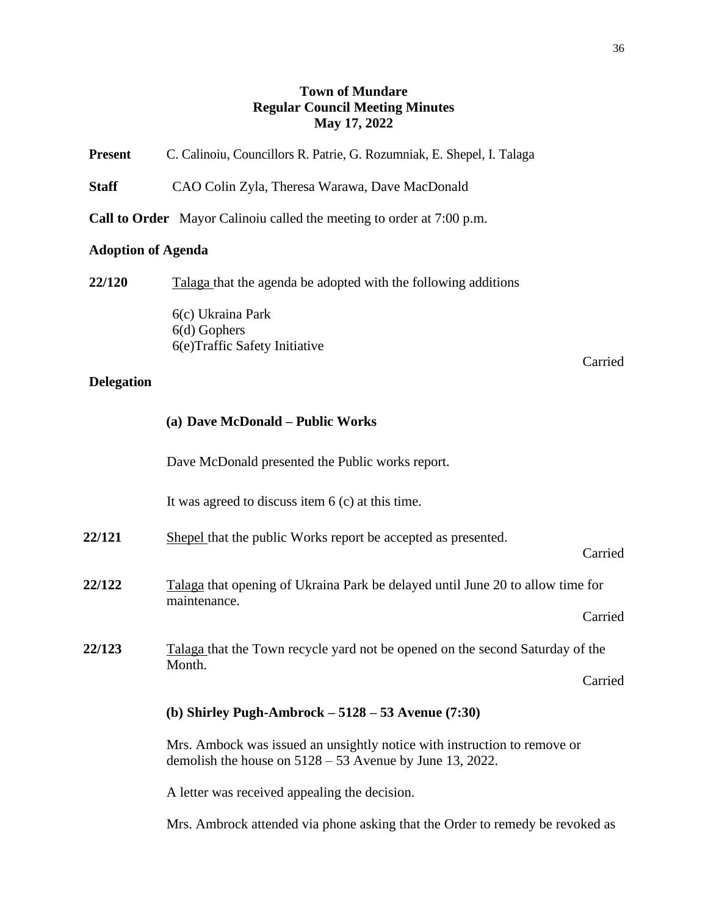# Town of Mundare
## Regular Council Meeting Minutes
### May 17, 2022

**Present** C. Calinoiu, Councillors R. Patrie, G. Rozumniak, E. Shepel, I. Talaga

**Staff** CAO Colin Zyla, Theresa Warawa, Dave MacDonald

**Call to Order** Mayor Calinoiu called the meeting to order at 7:00 p.m.

**Adoption of Agenda**

**22/120** Talaga that the agenda be adopted with the following additions

6(c) Ukraina Park
6(d) Gophers
6(e)Traffic Safety Initiative

Carried

**Delegation**

**(a) Dave McDonald – Public Works**

Dave McDonald presented the Public works report.

It was agreed to discuss item 6 (c) at this time.

**22/121** Shepel that the public Works report be accepted as presented.

Carried

**22/122** Talaga that opening of Ukraina Park be delayed until June 20 to allow time for maintenance.

Carried

**22/123** Talaga that the Town recycle yard not be opened on the second Saturday of the Month.

Carried

**(b) Shirley Pugh-Ambrock – 5128 – 53 Avenue (7:30)**

Mrs. Ambock was issued an unsightly notice with instruction to remove or demolish the house on 5128 – 53 Avenue by June 13, 2022.

A letter was received appealing the decision.

Mrs. Ambrock attended via phone asking that the Order to remedy be revoked as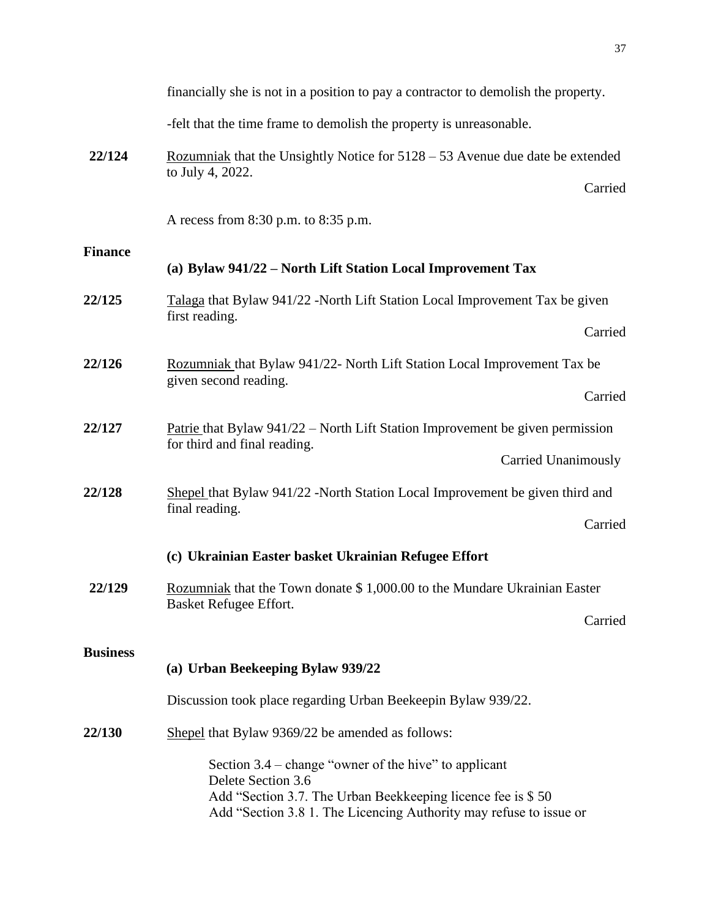financially she is not in a position to pay a contractor to demolish the property.

-felt that the time frame to demolish the property is unreasonable.

**22/124** Rozumniak that the Unsightly Notice for 5128 – 53 Avenue due date be extended to July 4, 2022.

Carried

A recess from 8:30 p.m. to 8:35 p.m.

**Finance**

**(a) Bylaw 941/22 – North Lift Station Local Improvement Tax**

**22/125** Talaga that Bylaw 941/22 -North Lift Station Local Improvement Tax be given first reading.

Carried

**22/126** Rozumniak that Bylaw 941/22- North Lift Station Local Improvement Tax be given second reading.

Carried

**22/127** Patrie that Bylaw 941/22 – North Lift Station Improvement be given permission for third and final reading.

Carried Unanimously

**22/128** Shepel that Bylaw 941/22 -North Station Local Improvement be given third and final reading.

Carried

**(c) Ukrainian Easter basket Ukrainian Refugee Effort**

**22/129** Rozumniak that the Town donate $ 1,000.00 to the Mundare Ukrainian Easter Basket Refugee Effort.

Carried

**Business**

**(a) Urban Beekeeping Bylaw 939/22**

Discussion took place regarding Urban Beekeepin Bylaw 939/22.

**22/130** Shepel that Bylaw 9369/22 be amended as follows:

Section 3.4 – change "owner of the hive" to applicant
Delete Section 3.6
Add "Section 3.7. The Urban Bekkeeping licence fee is $ 50
Add "Section 3.8 1. The Licencing Authority may refuse to issue or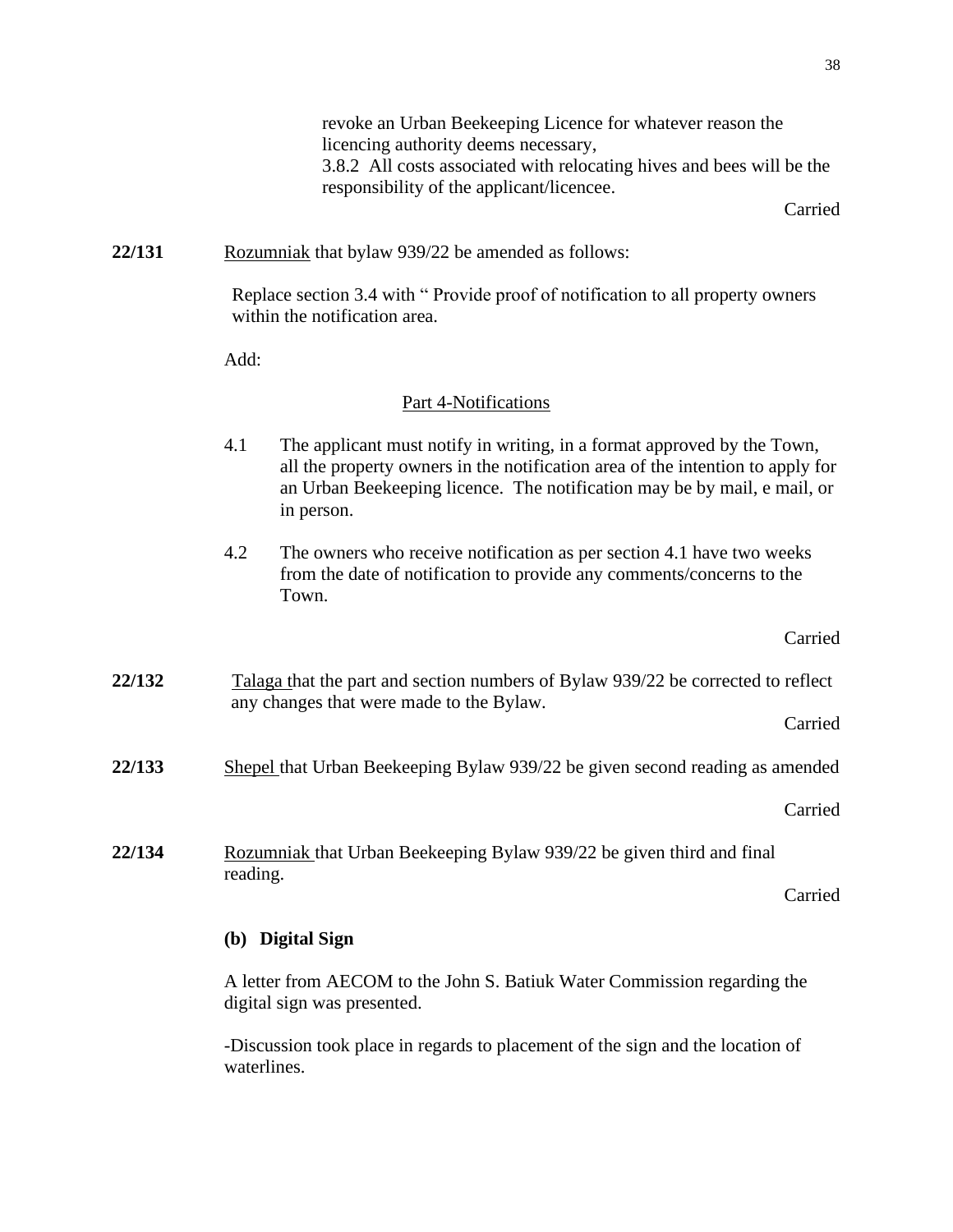revoke an Urban Beekeeping Licence for whatever reason the licencing authority deems necessary,
3.8.2 All costs associated with relocating hives and bees will be the responsibility of the applicant/licencee.

Carried

**22/131** Rozumniak that bylaw 939/22 be amended as follows:

Replace section 3.4 with " Provide proof of notification to all property owners within the notification area.

Add:

Part 4-Notifications

4.1 The applicant must notify in writing, in a format approved by the Town, all the property owners in the notification area of the intention to apply for an Urban Beekeeping licence. The notification may be by mail, e mail, or in person.

4.2 The owners who receive notification as per section 4.1 have two weeks from the date of notification to provide any comments/concerns to the Town.

Carried

**22/132** Talaga that the part and section numbers of Bylaw 939/22 be corrected to reflect any changes that were made to the Bylaw.

Carried

**22/133** Shepel that Urban Beekeeping Bylaw 939/22 be given second reading as amended

Carried

**22/134** Rozumniak that Urban Beekeeping Bylaw 939/22 be given third and final reading.

Carried

**(b) Digital Sign**

A letter from AECOM to the John S. Batiuk Water Commission regarding the digital sign was presented.

-Discussion took place in regards to placement of the sign and the location of waterlines.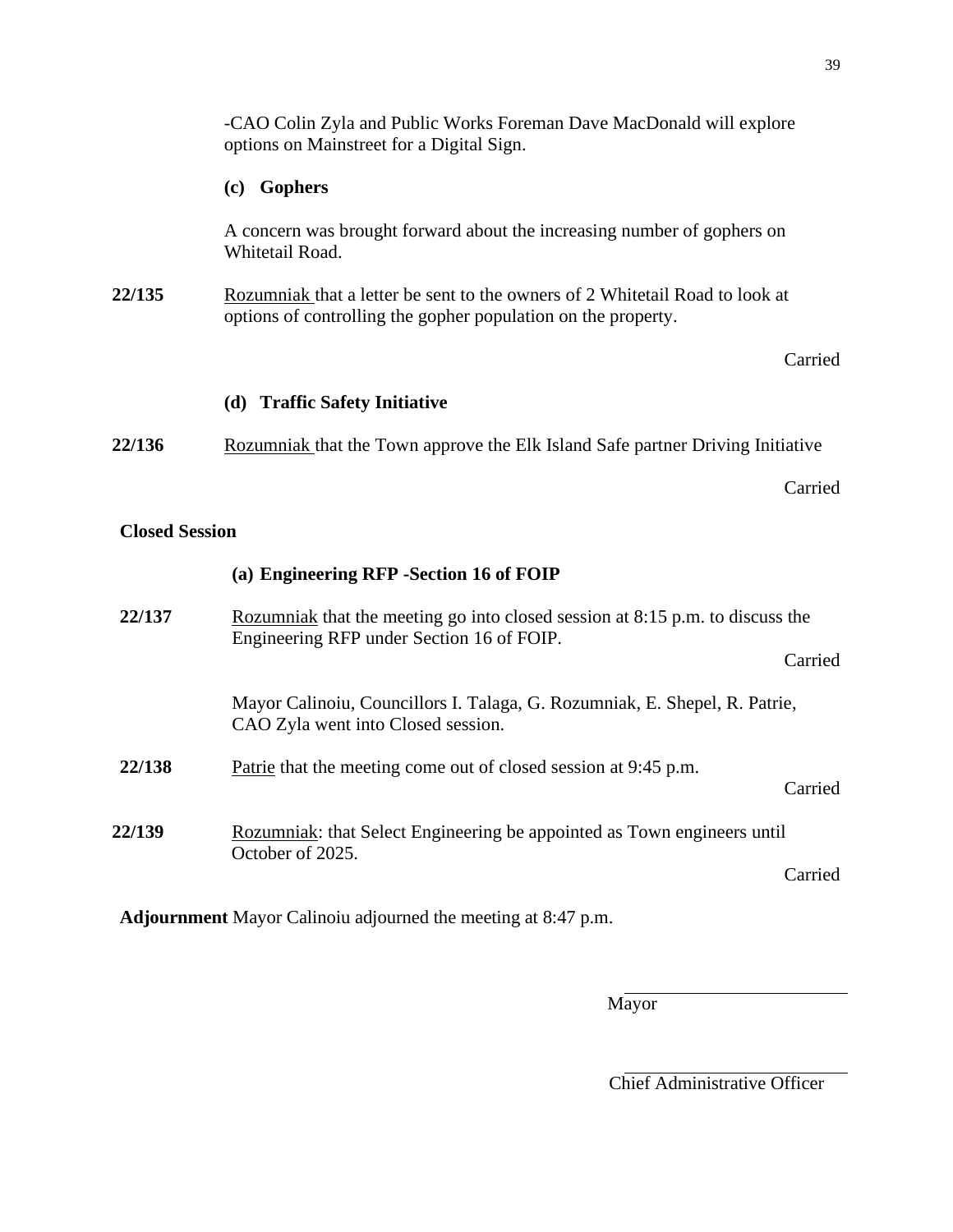-CAO Colin Zyla and Public Works Foreman Dave MacDonald will explore options on Mainstreet for a Digital Sign.

**(c) Gophers**

A concern was brought forward about the increasing number of gophers on Whitetail Road.

**22/135** Rozumniak that a letter be sent to the owners of 2 Whitetail Road to look at options of controlling the gopher population on the property.

Carried

**(d) Traffic Safety Initiative**

**22/136** Rozumniak that the Town approve the Elk Island Safe partner Driving Initiative

Carried

**Closed Session**

**(a) Engineering RFP -Section 16 of FOIP**

**22/137** Rozumniak that the meeting go into closed session at 8:15 p.m. to discuss the Engineering RFP under Section 16 of FOIP.

Carried

Mayor Calinoiu, Councillors I. Talaga, G. Rozumniak, E. Shepel, R. Patrie, CAO Zyla went into Closed session.

**22/138** Patrie that the meeting come out of closed session at 9:45 p.m.

Carried

**22/139** Rozumniak: that Select Engineering be appointed as Town engineers until October of 2025.

Carried

**Adjournment** Mayor Calinoiu adjourned the meeting at 8:47 p.m.

\_\_\_\_\_\_\_\_\_\_\_\_\_\_\_\_\_\_\_\_\_\_\_\_\_

Mayor

\_\_\_\_\_\_\_\_\_\_\_\_\_\_\_\_\_\_\_\_\_\_\_\_\_

Chief Administrative Officer